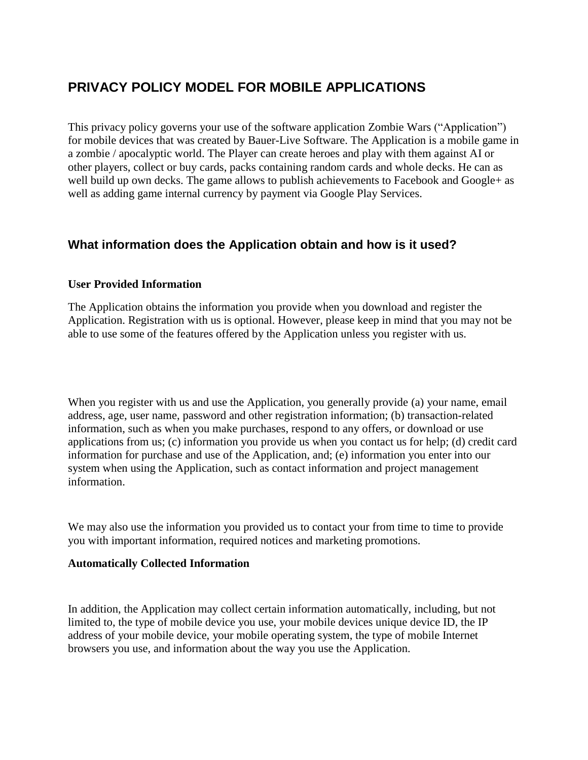# PRIVACY POLICY MODEL FOR MOBILE APPLICATIONS

This privacy policy governs your use of the software application Zombie Wars ("Application") for mobile devices that was created by Bauer-Live Software. The Application is a mobile game in a zombie / apocalyptic world. The Player can create heroes and play with them against AI or other players, collect or buy cards, packs containing random cards and whole decks. He can as well build up own decks. The game allows to publish achievements to Facebook and Google+ as well as adding game internal currency by payment via Google Play Services.

## What information does the Application obtain and how is it used?

**User Provided Information**

The Application obtains the information you provide when you download and register the Application. Registration with us is optional. However, please keep in mind that you may not be able to use some of the features offered by the Application unless you register with us.

When you register with us and use the Application, you generally provide (a) your name, email address, age, user name, password and other registration information; (b) transaction-related information, such as when you make purchases, respond to any offers, or download or use applications from us; (c) information you provide us when you contact us for help; (d) credit card information for purchase and use of the Application, and; (e) information you enter into our system when using the Application, such as contact information and project management information.

We may also use the information you provided us to contact your from time to time to provide you with important information, required notices and marketing promotions.

**Automatically Collected Information**

In addition, the Application may collect certain information automatically, including, but not limited to, the type of mobile device you use, your mobile devices unique device ID, the IP address of your mobile device, your mobile operating system, the type of mobile Internet browsers you use, and information about the way you use the Application.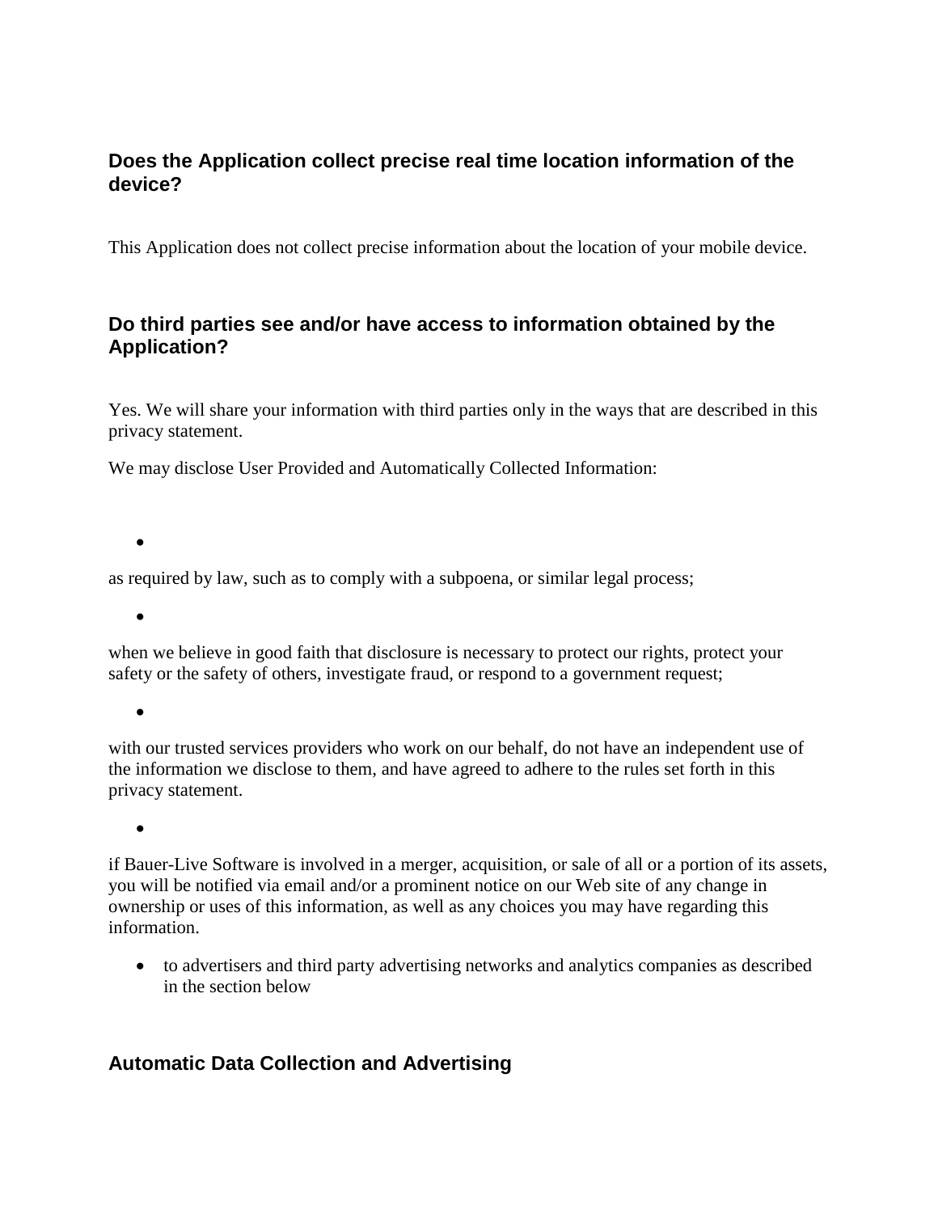## Does the Application collect precise real time location information of the device?

This Application does not collect precise information about the location of your mobile device.

## Do third parties see and/or have access to information obtained by the Application?

Yes. We will share your information with third parties only in the ways that are described in this privacy statement.

We may disclose User Provided and Automatically Collected Information:

- as required by law, such as to comply with a subpoena, or similar legal process;
- when we believe in good faith that disclosure is necessary to protect our rights, protect your safety or the safety of others, investigate fraud, or respond to a government request;
- with our trusted services providers who work on our behalf, do not have an independent use of the information we disclose to them, and have agreed to adhere to the rules set forth in this privacy statement.
- if Bauer-Live Software is involved in a merger, acquisition, or sale of all or a portion of its assets, you will be notified via email and/or a prominent notice on our Web site of any change in ownership or uses of this information, as well as any choices you may have regarding this information.
- to advertisers and third party advertising networks and analytics companies as described in the section below

## Automatic Data Collection and Advertising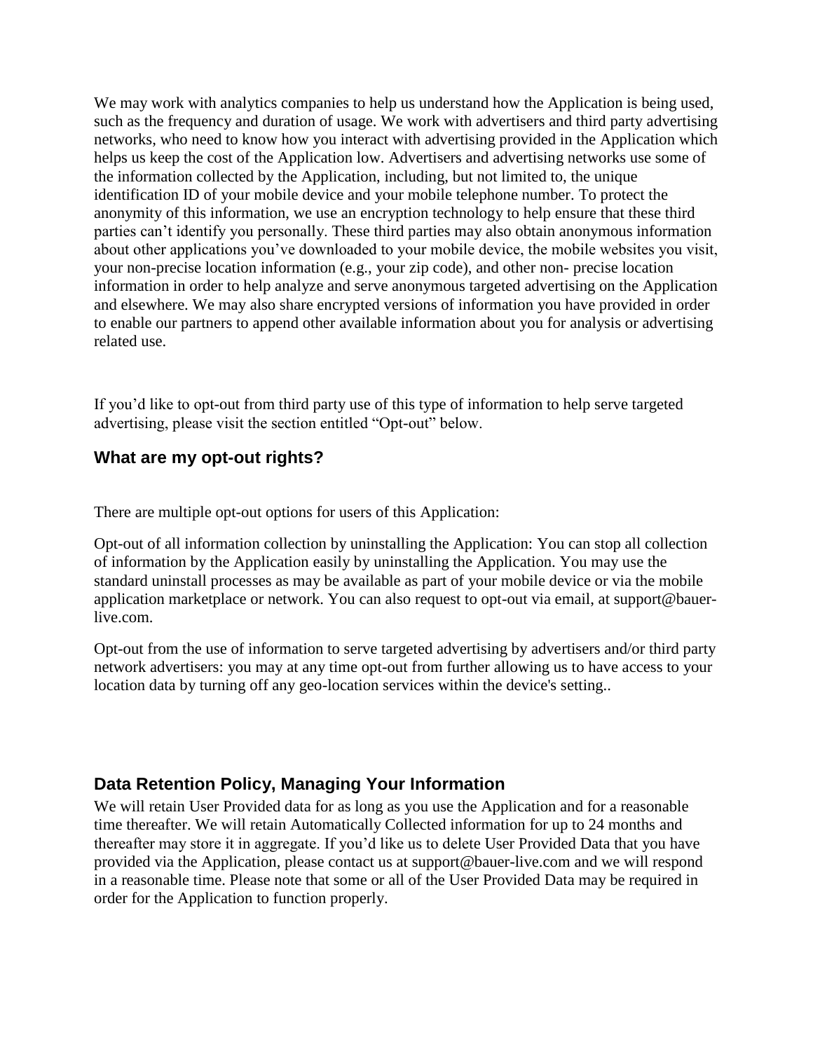We may work with analytics companies to help us understand how the Application is being used, such as the frequency and duration of usage. We work with advertisers and third party advertising networks, who need to know how you interact with advertising provided in the Application which helps us keep the cost of the Application low. Advertisers and advertising networks use some of the information collected by the Application, including, but not limited to, the unique identification ID of your mobile device and your mobile telephone number. To protect the anonymity of this information, we use an encryption technology to help ensure that these third parties can't identify you personally. These third parties may also obtain anonymous information about other applications you've downloaded to your mobile device, the mobile websites you visit, your non-precise location information (e.g., your zip code), and other non- precise location information in order to help analyze and serve anonymous targeted advertising on the Application and elsewhere. We may also share encrypted versions of information you have provided in order to enable our partners to append other available information about you for analysis or advertising related use.

If you'd like to opt-out from third party use of this type of information to help serve targeted advertising, please visit the section entitled "Opt-out" below.

## What are my opt-out rights?

There are multiple opt-out options for users of this Application:

Opt-out of all information collection by uninstalling the Application: You can stop all collection of information by the Application easily by uninstalling the Application. You may use the standard uninstall processes as may be available as part of your mobile device or via the mobile application marketplace or network. You can also request to opt-out via email, at support@bauer-live.com.

Opt-out from the use of information to serve targeted advertising by advertisers and/or third party network advertisers: you may at any time opt-out from further allowing us to have access to your location data by turning off any geo-location services within the device's setting..

## Data Retention Policy, Managing Your Information

We will retain User Provided data for as long as you use the Application and for a reasonable time thereafter. We will retain Automatically Collected information for up to 24 months and thereafter may store it in aggregate. If you'd like us to delete User Provided Data that you have provided via the Application, please contact us at support@bauer-live.com and we will respond in a reasonable time. Please note that some or all of the User Provided Data may be required in order for the Application to function properly.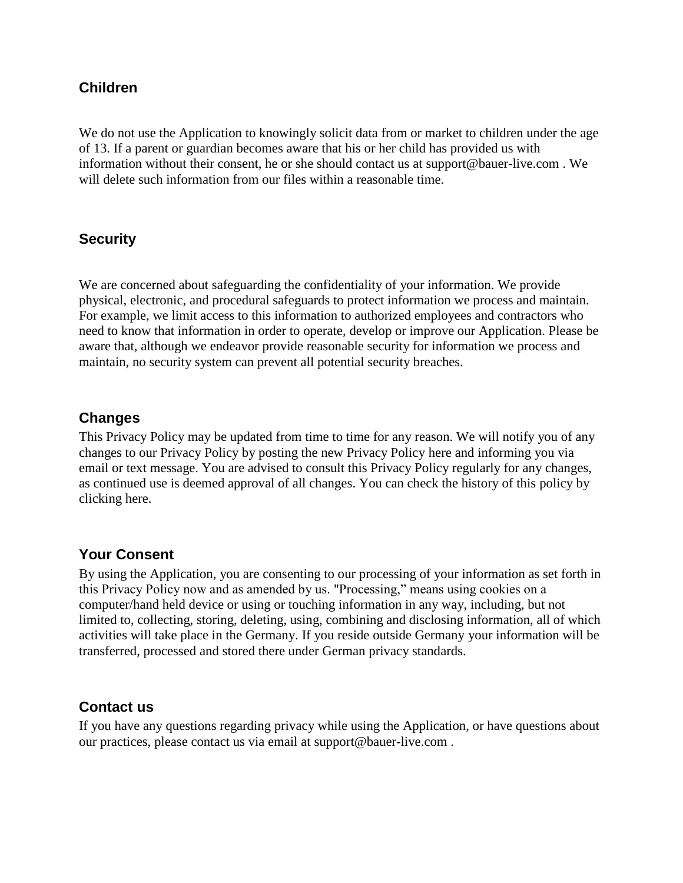## Children

We do not use the Application to knowingly solicit data from or market to children under the age of 13. If a parent or guardian becomes aware that his or her child has provided us with information without their consent, he or she should contact us at support@bauer-live.com . We will delete such information from our files within a reasonable time.

## Security

We are concerned about safeguarding the confidentiality of your information. We provide physical, electronic, and procedural safeguards to protect information we process and maintain. For example, we limit access to this information to authorized employees and contractors who need to know that information in order to operate, develop or improve our Application. Please be aware that, although we endeavor provide reasonable security for information we process and maintain, no security system can prevent all potential security breaches.

## Changes

This Privacy Policy may be updated from time to time for any reason. We will notify you of any changes to our Privacy Policy by posting the new Privacy Policy here and informing you via email or text message. You are advised to consult this Privacy Policy regularly for any changes, as continued use is deemed approval of all changes. You can check the history of this policy by clicking here.

## Your Consent

By using the Application, you are consenting to our processing of your information as set forth in this Privacy Policy now and as amended by us. "Processing," means using cookies on a computer/hand held device or using or touching information in any way, including, but not limited to, collecting, storing, deleting, using, combining and disclosing information, all of which activities will take place in the Germany. If you reside outside Germany your information will be transferred, processed and stored there under German privacy standards.

## Contact us

If you have any questions regarding privacy while using the Application, or have questions about our practices, please contact us via email at support@bauer-live.com .